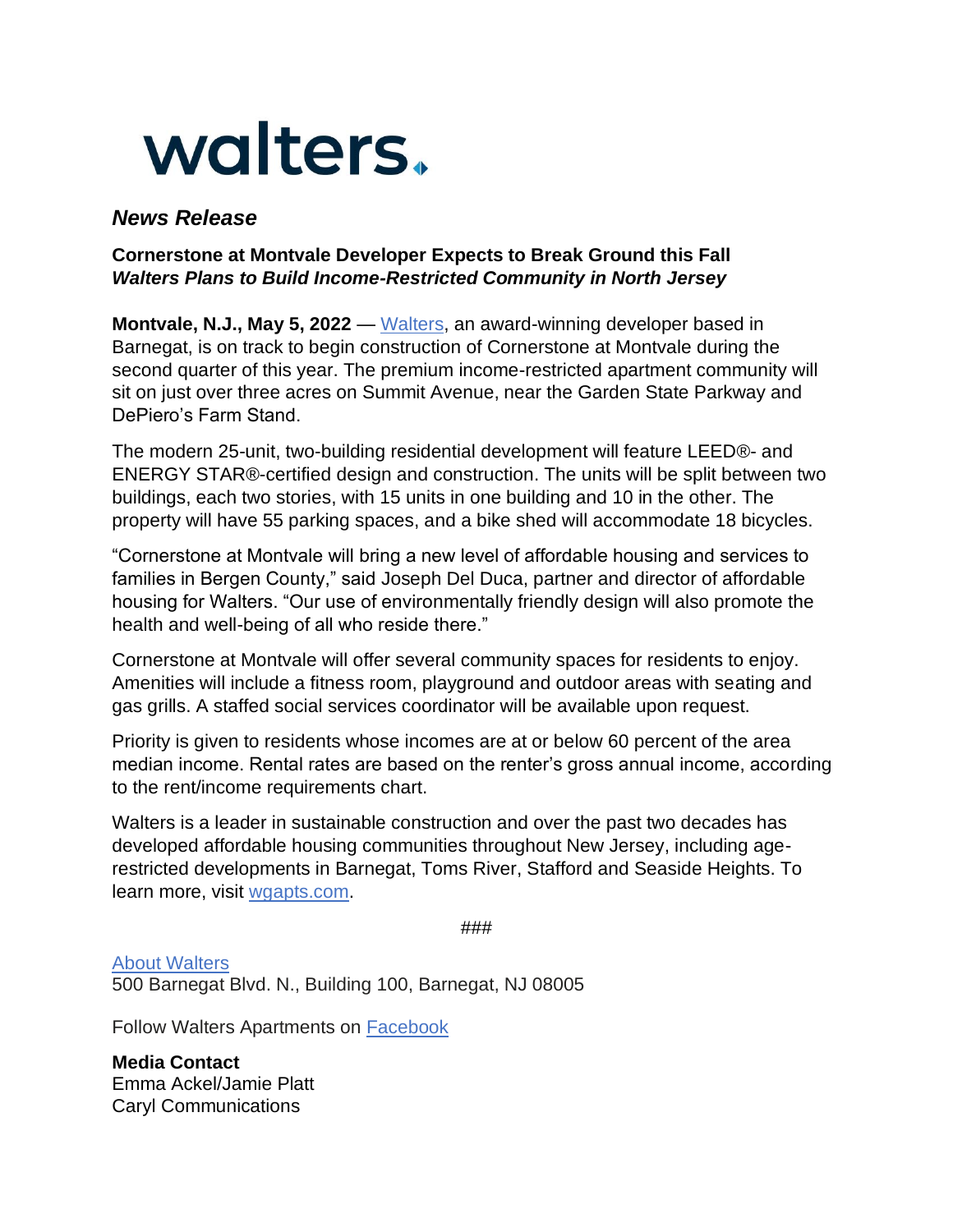# walters.

***News Release***

**Cornerstone at Montvale Developer Expects to Break Ground this Fall**
***Walters Plans to Build Income-Restricted Community in North Jersey***

**Montvale, N.J., May 5, 2022** — Walters, an award-winning developer based in Barnegat, is on track to begin construction of Cornerstone at Montvale during the second quarter of this year. The premium income-restricted apartment community will sit on just over three acres on Summit Avenue, near the Garden State Parkway and DePiero's Farm Stand.

The modern 25-unit, two-building residential development will feature LEED®- and ENERGY STAR®-certified design and construction. The units will be split between two buildings, each two stories, with 15 units in one building and 10 in the other. The property will have 55 parking spaces, and a bike shed will accommodate 18 bicycles.

"Cornerstone at Montvale will bring a new level of affordable housing and services to families in Bergen County," said Joseph Del Duca, partner and director of affordable housing for Walters. "Our use of environmentally friendly design will also promote the health and well-being of all who reside there."

Cornerstone at Montvale will offer several community spaces for residents to enjoy. Amenities will include a fitness room, playground and outdoor areas with seating and gas grills. A staffed social services coordinator will be available upon request.

Priority is given to residents whose incomes are at or below 60 percent of the area median income. Rental rates are based on the renter's gross annual income, according to the rent/income requirements chart.

Walters is a leader in sustainable construction and over the past two decades has developed affordable housing communities throughout New Jersey, including age-restricted developments in Barnegat, Toms River, Stafford and Seaside Heights. To learn more, visit wgapts.com.

###

About Walters
500 Barnegat Blvd. N., Building 100, Barnegat, NJ 08005

Follow Walters Apartments on Facebook

**Media Contact**
Emma Ackel/Jamie Platt
Caryl Communications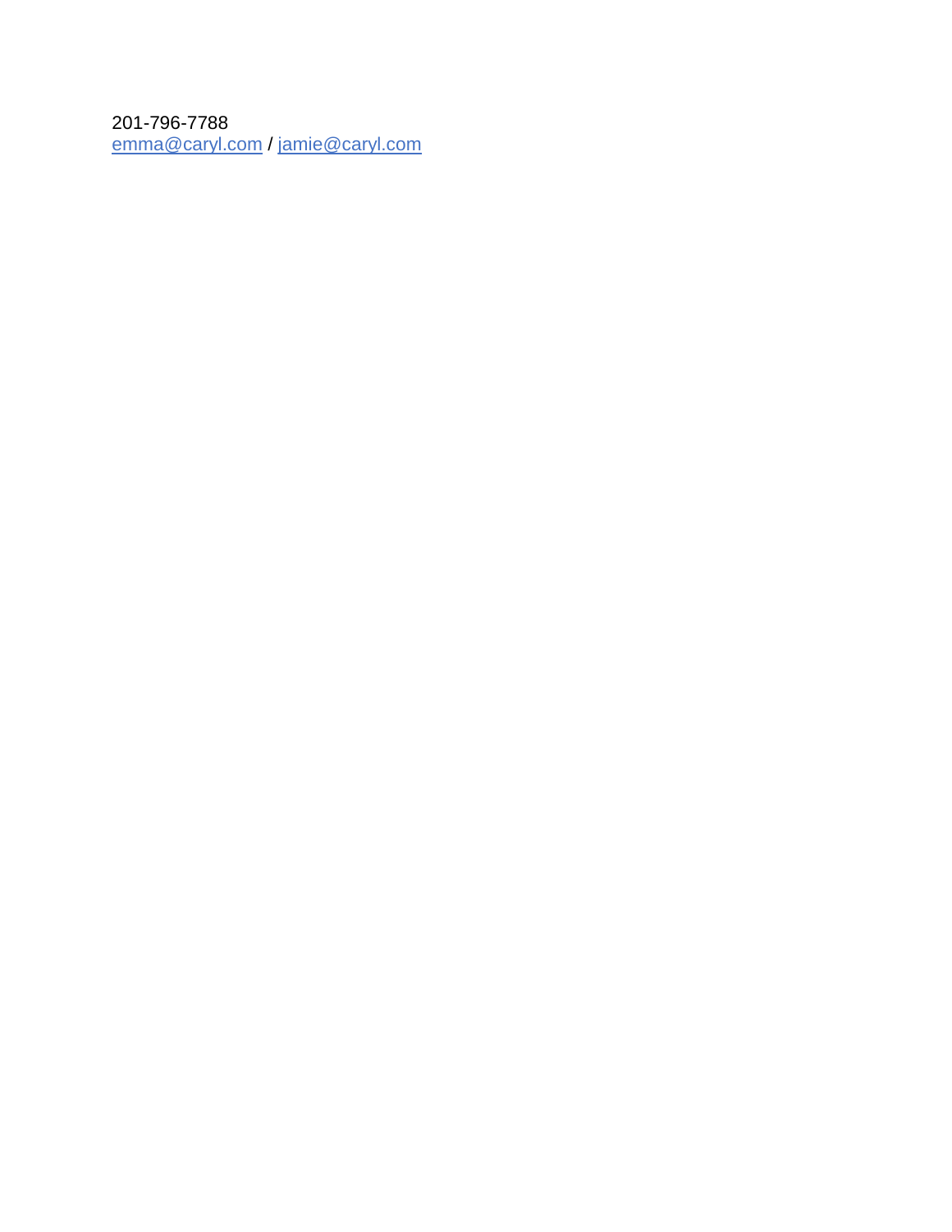201-796-7788
emma@caryl.com / jamie@caryl.com